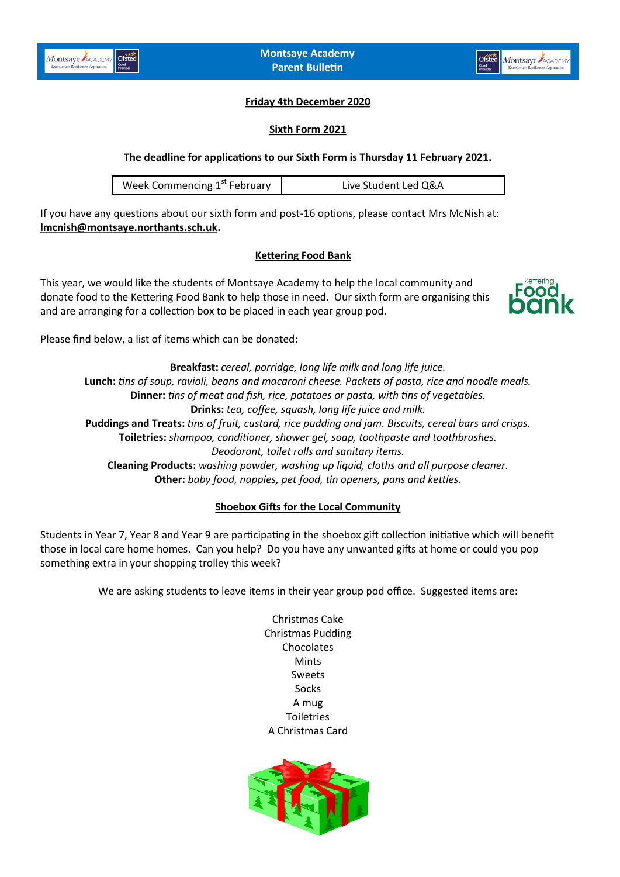# Montsaye Academy Parent Bulletin

**Friday 4th December 2020**

## Sixth Form 2021

**The deadline for applications to our Sixth Form is Thursday 11 February 2021.**

| Week Commencing 1st February | Live Student Led Q&A |
| --- | --- |

If you have any questions about our sixth form and post-16 options, please contact Mrs McNish at: **lmcnish@montsaye.northants.sch.uk**.

## Kettering Food Bank

This year, we would like the students of Montsaye Academy to help the local community and donate food to the Kettering Food Bank to help those in need. Our sixth form are organising this and are arranging for a collection box to be placed in each year group pod.

Please find below, a list of items which can be donated:

**Breakfast:** *cereal, porridge, long life milk and long life juice.*
**Lunch:** *tins of soup, ravioli, beans and macaroni cheese. Packets of pasta, rice and noodle meals.*
**Dinner:** *tins of meat and fish, rice, potatoes or pasta, with tins of vegetables.*
**Drinks:** *tea, coffee, squash, long life juice and milk.*
**Puddings and Treats:** *tins of fruit, custard, rice pudding and jam. Biscuits, cereal bars and crisps.*
**Toiletries:** *shampoo, conditioner, shower gel, soap, toothpaste and toothbrushes. Deodorant, toilet rolls and sanitary items.*
**Cleaning Products:** *washing powder, washing up liquid, cloths and all purpose cleaner.*
**Other:** *baby food, nappies, pet food, tin openers, pans and kettles.*

## Shoebox Gifts for the Local Community

Students in Year 7, Year 8 and Year 9 are participating in the shoebox gift collection initiative which will benefit those in local care home homes. Can you help? Do you have any unwanted gifts at home or could you pop something extra in your shopping trolley this week?

We are asking students to leave items in their year group pod office. Suggested items are:

Christmas Cake
Christmas Pudding
Chocolates
Mints
Sweets
Socks
A mug
Toiletries
A Christmas Card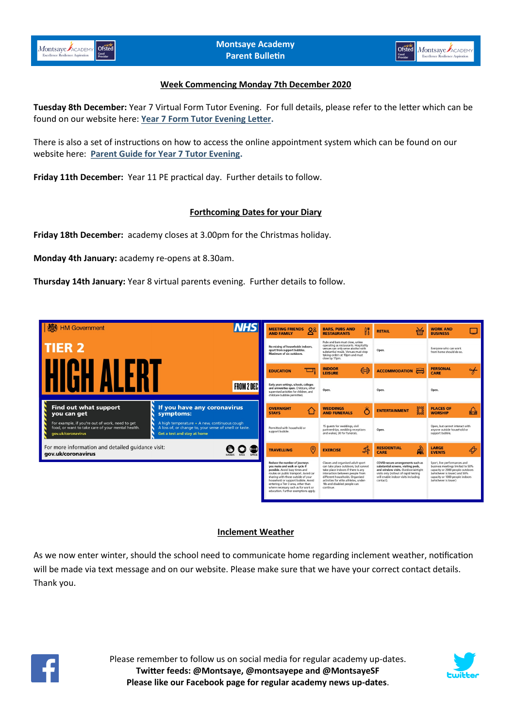## Week Commencing Monday 7th December 2020

**Tuesday 8th December:** Year 7 Virtual Form Tutor Evening. For full details, please refer to the letter which can be found on our website here: **Year 7 Form Tutor Evening Letter.**

There is also a set of instructions on how to access the online appointment system which can be found on our website here: **Parent Guide for Year 7 Tutor Evening.**

**Friday 11th December:** Year 11 PE practical day. Further details to follow.

## Forthcoming Dates for your Diary

**Friday 18th December:** academy closes at 3.00pm for the Christmas holiday.

**Monday 4th January:** academy re-opens at 8.30am.

**Thursday 14th January:** Year 8 virtual parents evening. Further details to follow.

HM Government NHS

**TIER 2**

**HIGH ALERT**

FROM 2 DEC

**Find out what support you can get**

For example, if you're out of work, need to get food, or want to take care of your mental health.
gov.uk/coronavirus

**If you have any coronavirus symptoms:**

A high temperature • A new, continuous cough
A loss of, or change to, your sense of smell or taste.
Get a test and stay at home

For more information and detailed guidance visit:
**gov.uk/coronavirus**

HANDS FACE SPACE

| | | | |
|---|---|---|---|
| **MEETING FRIENDS AND FAMILY** | **BARS, PUBS AND RESTAURANTS** | **RETAIL** | **WORK AND BUSINESS** |
| No mixing of households indoors, apart from support bubbles. Maximum of six outdoors. | Pubs and bars must close, unless operating as restaurants. Hospitality venues can only serve alcohol with substantial meals. Venues must stop taking orders at 10pm and must close by 11pm. | Open. | Everyone who can work from home should do so. |
| **EDUCATION** | **INDOOR LEISURE** | **ACCOMMODATION** | **PERSONAL CARE** |
| Early years settings, schools, colleges and universities open. Childcare, other supervised activities for children, and childcare bubbles permitted. | Open. | Open. | Open. |
| **OVERNIGHT STAYS** | **WEDDINGS AND FUNERALS** | **ENTERTAINMENT** | **PLACES OF WORSHIP** |
| Permitted with household or support bubble. | 15 guests for weddings, civil partnerships, wedding receptions and wakes; 30 for funerals. | Open. | Open, but cannot interact with anyone outside household or support bubble. |
| **TRAVELLING** | **EXERCISE** | **RESIDENTIAL CARE** | **LARGE EVENTS** |
| Reduce the number of journeys you make and walk or cycle if possible. Avoid busy times and routes on public transport. Avoid car sharing with those outside of your household or support bubble. Avoid entering a Tier 3 area, other than where necessary such as for work or education. Further exemptions apply. | Classes and organised adult sport can take place outdoors, but cannot take place indoors if there is any interaction between people from different households. Organised activities for elite athletes, under-18s and disabled people can continue. | COVID-secure arrangements such as substantial screens, visiting pods, and window visits. Outdoor/airtight visits only (rollout of rapid testing will enable indoor visits including contact). | Sport, live performances and business meetings limited to 50% capacity or 2000 people outdoors (whichever is lower) and 50% capacity or 1000 people indoors (whichever is lower). |

## Inclement Weather

As we now enter winter, should the school need to communicate home regarding inclement weather, notification will be made via text message and on our website. Please make sure that we have your correct contact details. Thank you.

Please remember to follow us on social media for regular academy up-dates.
**Twitter feeds: @Montsaye, @montsayepe and @MontsayeSF**
**Please like our Facebook page for regular academy news up-dates**.